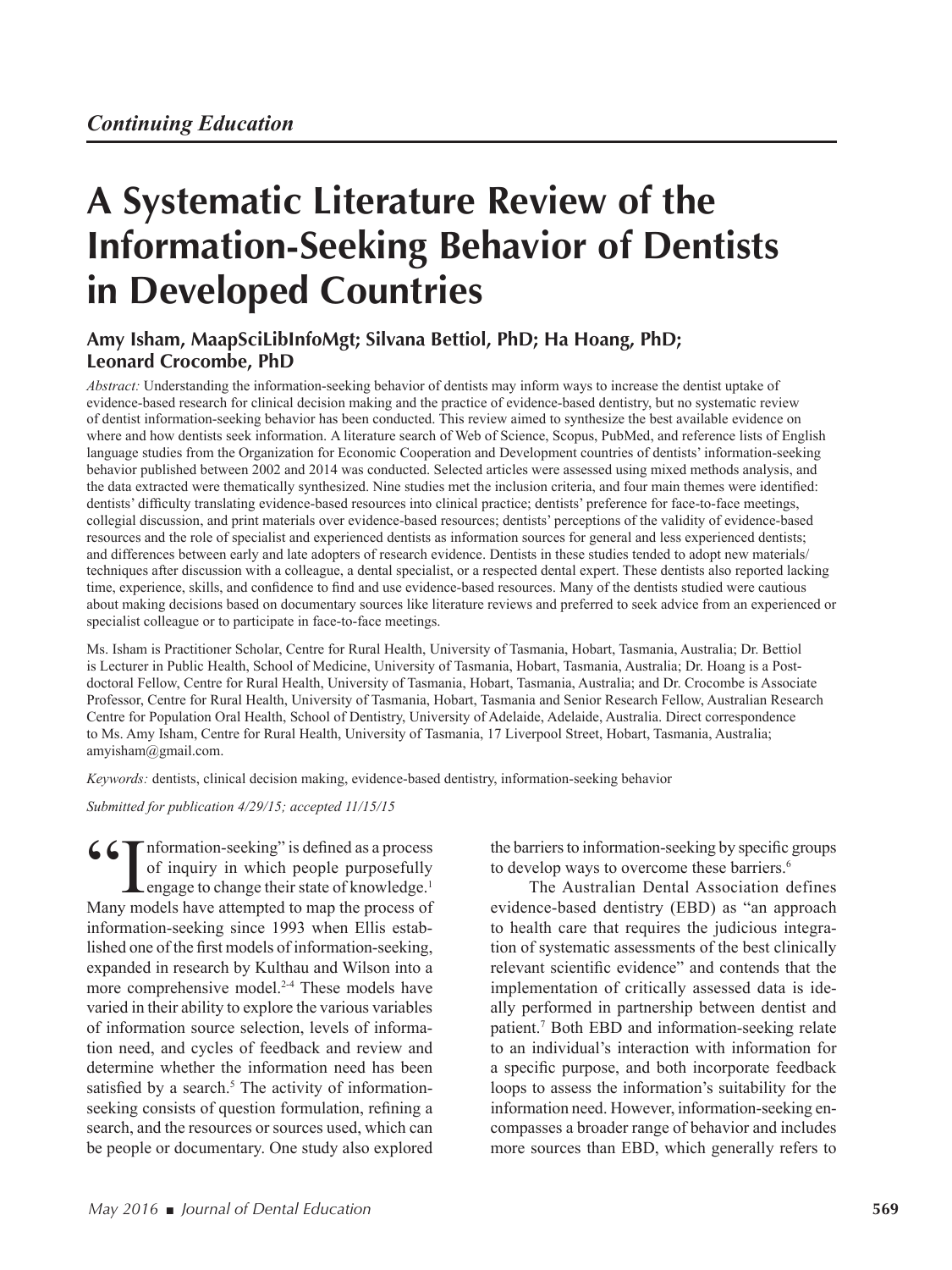*Continuing Education*

# A Systematic Literature Review of the Information-Seeking Behavior of Dentists in Developed Countries

**Amy Isham, MaapSciLibInfoMgt; Silvana Bettiol, PhD; Ha Hoang, PhD; Leonard Crocombe, PhD**

*Abstract:* Understanding the information-seeking behavior of dentists may inform ways to increase the dentist uptake of evidence-based research for clinical decision making and the practice of evidence-based dentistry, but no systematic review of dentist information-seeking behavior has been conducted. This review aimed to synthesize the best available evidence on where and how dentists seek information. A literature search of Web of Science, Scopus, PubMed, and reference lists of English language studies from the Organization for Economic Cooperation and Development countries of dentists' information-seeking behavior published between 2002 and 2014 was conducted. Selected articles were assessed using mixed methods analysis, and the data extracted were thematically synthesized. Nine studies met the inclusion criteria, and four main themes were identified: dentists' difficulty translating evidence-based resources into clinical practice; dentists' preference for face-to-face meetings, collegial discussion, and print materials over evidence-based resources; dentists' perceptions of the validity of evidence-based resources and the role of specialist and experienced dentists as information sources for general and less experienced dentists; and differences between early and late adopters of research evidence. Dentists in these studies tended to adopt new materials/techniques after discussion with a colleague, a dental specialist, or a respected dental expert. These dentists also reported lacking time, experience, skills, and confidence to find and use evidence-based resources. Many of the dentists studied were cautious about making decisions based on documentary sources like literature reviews and preferred to seek advice from an experienced or specialist colleague or to participate in face-to-face meetings.

Ms. Isham is Practitioner Scholar, Centre for Rural Health, University of Tasmania, Hobart, Tasmania, Australia; Dr. Bettiol is Lecturer in Public Health, School of Medicine, University of Tasmania, Hobart, Tasmania, Australia; Dr. Hoang is a Postdoctoral Fellow, Centre for Rural Health, University of Tasmania, Hobart, Tasmania, Australia; and Dr. Crocombe is Associate Professor, Centre for Rural Health, University of Tasmania, Hobart, Tasmania and Senior Research Fellow, Australian Research Centre for Population Oral Health, School of Dentistry, University of Adelaide, Adelaide, Australia. Direct correspondence to Ms. Amy Isham, Centre for Rural Health, University of Tasmania, 17 Liverpool Street, Hobart, Tasmania, Australia; amyisham@gmail.com.

*Keywords:* dentists, clinical decision making, evidence-based dentistry, information-seeking behavior

*Submitted for publication 4/29/15; accepted 11/15/15*

"Information-seeking" is defined as a process of inquiry in which people purposefully engage to change their state of knowledge.[1] Many models have attempted to map the process of information-seeking since 1993 when Ellis established one of the first models of information-seeking, expanded in research by Kulthau and Wilson into a more comprehensive model.[2-4] These models have varied in their ability to explore the various variables of information source selection, levels of information need, and cycles of feedback and review and determine whether the information need has been satisfied by a search.[5] The activity of information-seeking consists of question formulation, refining a search, and the resources or sources used, which can be people or documentary. One study also explored the barriers to information-seeking by specific groups to develop ways to overcome these barriers.[6]

The Australian Dental Association defines evidence-based dentistry (EBD) as "an approach to health care that requires the judicious integration of systematic assessments of the best clinically relevant scientific evidence" and contends that the implementation of critically assessed data is ideally performed in partnership between dentist and patient.[7] Both EBD and information-seeking relate to an individual's interaction with information for a specific purpose, and both incorporate feedback loops to assess the information's suitability for the information need. However, information-seeking encompasses a broader range of behavior and includes more sources than EBD, which generally refers to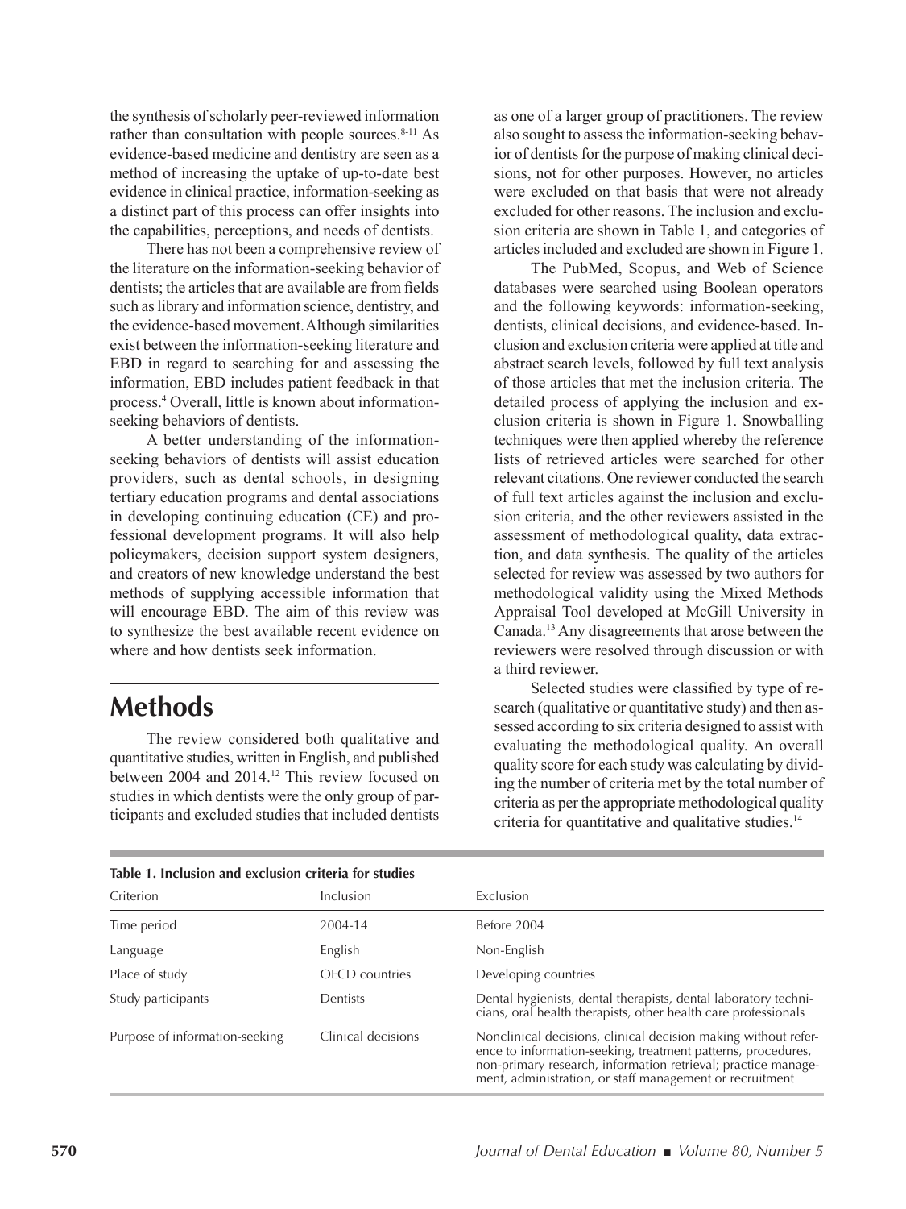the synthesis of scholarly peer-reviewed information rather than consultation with people sources.[8-11] As evidence-based medicine and dentistry are seen as a method of increasing the uptake of up-to-date best evidence in clinical practice, information-seeking as a distinct part of this process can offer insights into the capabilities, perceptions, and needs of dentists.

There has not been a comprehensive review of the literature on the information-seeking behavior of dentists; the articles that are available are from fields such as library and information science, dentistry, and the evidence-based movement. Although similarities exist between the information-seeking literature and EBD in regard to searching for and assessing the information, EBD includes patient feedback in that process.[4] Overall, little is known about information-seeking behaviors of dentists.

A better understanding of the information-seeking behaviors of dentists will assist education providers, such as dental schools, in designing tertiary education programs and dental associations in developing continuing education (CE) and professional development programs. It will also help policymakers, decision support system designers, and creators of new knowledge understand the best methods of supplying accessible information that will encourage EBD. The aim of this review was to synthesize the best available recent evidence on where and how dentists seek information.

## Methods

The review considered both qualitative and quantitative studies, written in English, and published between 2004 and 2014.[12] This review focused on studies in which dentists were the only group of participants and excluded studies that included dentists as one of a larger group of practitioners. The review also sought to assess the information-seeking behavior of dentists for the purpose of making clinical decisions, not for other purposes. However, no articles were excluded on that basis that were not already excluded for other reasons. The inclusion and exclusion criteria are shown in Table 1, and categories of articles included and excluded are shown in Figure 1.

The PubMed, Scopus, and Web of Science databases were searched using Boolean operators and the following keywords: information-seeking, dentists, clinical decisions, and evidence-based. Inclusion and exclusion criteria were applied at title and abstract search levels, followed by full text analysis of those articles that met the inclusion criteria. The detailed process of applying the inclusion and exclusion criteria is shown in Figure 1. Snowballing techniques were then applied whereby the reference lists of retrieved articles were searched for other relevant citations. One reviewer conducted the search of full text articles against the inclusion and exclusion criteria, and the other reviewers assisted in the assessment of methodological quality, data extraction, and data synthesis. The quality of the articles selected for review was assessed by two authors for methodological validity using the Mixed Methods Appraisal Tool developed at McGill University in Canada.[13] Any disagreements that arose between the reviewers were resolved through discussion or with a third reviewer.

Selected studies were classified by type of research (qualitative or quantitative study) and then assessed according to six criteria designed to assist with evaluating the methodological quality. An overall quality score for each study was calculating by dividing the number of criteria met by the total number of criteria as per the appropriate methodological quality criteria for quantitative and qualitative studies.[14]

**Table 1. Inclusion and exclusion criteria for studies**

| Criterion | Inclusion | Exclusion |
|---|---|---|
| Time period | 2004-14 | Before 2004 |
| Language | English | Non-English |
| Place of study | OECD countries | Developing countries |
| Study participants | Dentists | Dental hygienists, dental therapists, dental laboratory technicians, oral health therapists, other health care professionals |
| Purpose of information-seeking | Clinical decisions | Nonclinical decisions, clinical decision making without reference to information-seeking, treatment patterns, procedures, non-primary research, information retrieval; practice management, administration, or staff management or recruitment |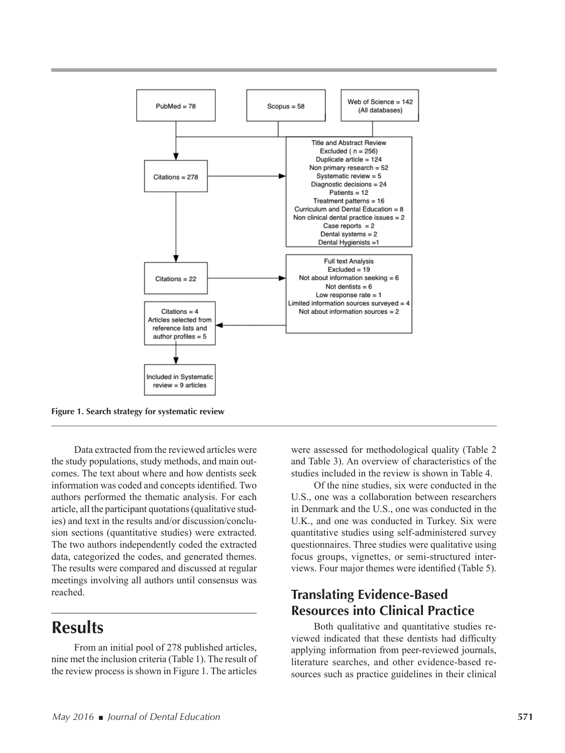PubMed = 78

Scopus = 58

Web of Science = 142 (All databases)

Citations = 278

Title and Abstract Review
Excluded ( n = 256)
Duplicate article = 124
Non primary research = 52
Systematic review = 5
Diagnostic decisions = 24
Patients = 12
Treatment patterns = 16
Curriculum and Dental Education = 8
Non clinical dental practice issues = 2
Case reports = 2
Dental systems = 2
Dental Hygienists =1

Citations = 22

Full text Analysis
Excluded = 19
Not about information seeking = 6
Not dentists = 6
Low response rate = 1
Limited information sources surveyed = 4
Not about information sources = 2

Citations = 4
Articles selected from reference lists and author profiles = 5

Included in Systematic review = 9 articles

**Figure 1. Search strategy for systematic review**

Data extracted from the reviewed articles were the study populations, study methods, and main outcomes. The text about where and how dentists seek information was coded and concepts identified. Two authors performed the thematic analysis. For each article, all the participant quotations (qualitative studies) and text in the results and/or discussion/conclusion sections (quantitative studies) were extracted. The two authors independently coded the extracted data, categorized the codes, and generated themes. The results were compared and discussed at regular meetings involving all authors until consensus was reached.

# Results

From an initial pool of 278 published articles, nine met the inclusion criteria (Table 1). The result of the review process is shown in Figure 1. The articles were assessed for methodological quality (Table 2 and Table 3). An overview of characteristics of the studies included in the review is shown in Table 4.

Of the nine studies, six were conducted in the U.S., one was a collaboration between researchers in Denmark and the U.S., one was conducted in the U.K., and one was conducted in Turkey. Six were quantitative studies using self-administered survey questionnaires. Three studies were qualitative using focus groups, vignettes, or semi-structured interviews. Four major themes were identified (Table 5).

## Translating Evidence-Based Resources into Clinical Practice

Both qualitative and quantitative studies reviewed indicated that these dentists had difficulty applying information from peer-reviewed journals, literature searches, and other evidence-based resources such as practice guidelines in their clinical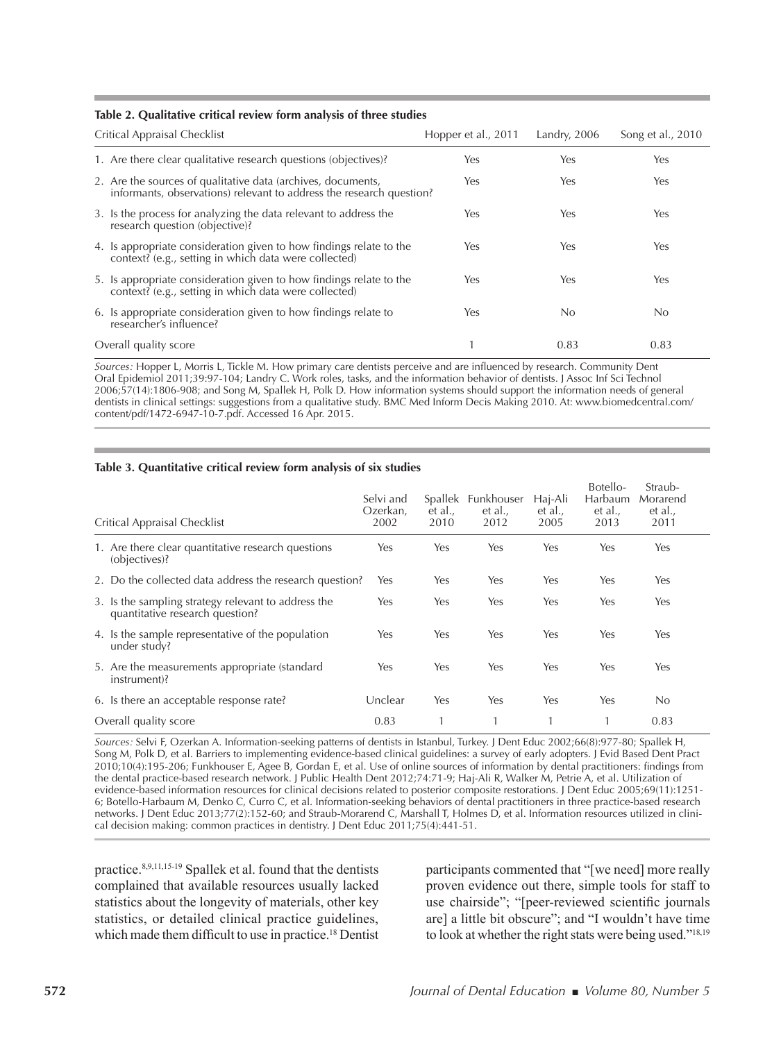**Table 2. Qualitative critical review form analysis of three studies**

| Critical Appraisal Checklist | Hopper et al., 2011 | Landry, 2006 | Song et al., 2010 |
|---|---|---|---|
| 1. Are there clear qualitative research questions (objectives)? | Yes | Yes | Yes |
| 2. Are the sources of qualitative data (archives, documents, informants, observations) relevant to address the research question? | Yes | Yes | Yes |
| 3. Is the process for analyzing the data relevant to address the research question (objective)? | Yes | Yes | Yes |
| 4. Is appropriate consideration given to how findings relate to the context? (e.g., setting in which data were collected) | Yes | Yes | Yes |
| 5. Is appropriate consideration given to how findings relate to the context? (e.g., setting in which data were collected) | Yes | Yes | Yes |
| 6. Is appropriate consideration given to how findings relate to researcher's influence? | Yes | No | No |
| Overall quality score | 1 | 0.83 | 0.83 |

*Sources:* Hopper L, Morris L, Tickle M. How primary care dentists perceive and are influenced by research. Community Dent Oral Epidemiol 2011;39:97-104; Landry C. Work roles, tasks, and the information behavior of dentists. J Assoc Inf Sci Technol 2006;57(14):1806-908; and Song M, Spallek H, Polk D. How information systems should support the information needs of general dentists in clinical settings: suggestions from a qualitative study. BMC Med Inform Decis Making 2010. At: www.biomedcentral.com/content/pdf/1472-6947-10-7.pdf. Accessed 16 Apr. 2015.

**Table 3. Quantitative critical review form analysis of six studies**

| Critical Appraisal Checklist | Selvi and Ozerkan, 2002 | Spallek et al., 2010 | Funkhouser et al., 2012 | Haj-Ali et al., 2005 | Botello-Harbaum et al., 2013 | Straub-Morarend et al., 2011 |
|---|---|---|---|---|---|---|
| 1. Are there clear quantitative research questions (objectives)? | Yes | Yes | Yes | Yes | Yes | Yes |
| 2. Do the collected data address the research question? | Yes | Yes | Yes | Yes | Yes | Yes |
| 3. Is the sampling strategy relevant to address the quantitative research question? | Yes | Yes | Yes | Yes | Yes | Yes |
| 4. Is the sample representative of the population under study? | Yes | Yes | Yes | Yes | Yes | Yes |
| 5. Are the measurements appropriate (standard instrument)? | Yes | Yes | Yes | Yes | Yes | Yes |
| 6. Is there an acceptable response rate? | Unclear | Yes | Yes | Yes | Yes | No |
| Overall quality score | 0.83 | 1 | 1 | 1 | 1 | 0.83 |

*Sources:* Selvi F, Ozerkan A. Information-seeking patterns of dentists in Istanbul, Turkey. J Dent Educ 2002;66(8):977-80; Spallek H, Song M, Polk D, et al. Barriers to implementing evidence-based clinical guidelines: a survey of early adopters. J Evid Based Dent Pract 2010;10(4):195-206; Funkhouser E, Agee B, Gordan E, et al. Use of online sources of information by dental practitioners: findings from the dental practice-based research network. J Public Health Dent 2012;74:71-9; Haj-Ali R, Walker M, Petrie A, et al. Utilization of evidence-based information resources for clinical decisions related to posterior composite restorations. J Dent Educ 2005;69(11):1251-6; Botello-Harbaum M, Denko C, Curro C, et al. Information-seeking behaviors of dental practitioners in three practice-based research networks. J Dent Educ 2013;77(2):152-60; and Straub-Morarend C, Marshall T, Holmes D, et al. Information resources utilized in clinical decision making: common practices in dentistry. J Dent Educ 2011;75(4):441-51.

practice.[8,9,11,15-19] Spallek et al. found that the dentists complained that available resources usually lacked statistics about the longevity of materials, other key statistics, or detailed clinical practice guidelines, which made them difficult to use in practice.[18] Dentist participants commented that "[we need] more really proven evidence out there, simple tools for staff to use chairside"; "[peer-reviewed scientific journals are] a little bit obscure"; and "I wouldn't have time to look at whether the right stats were being used."[18,19]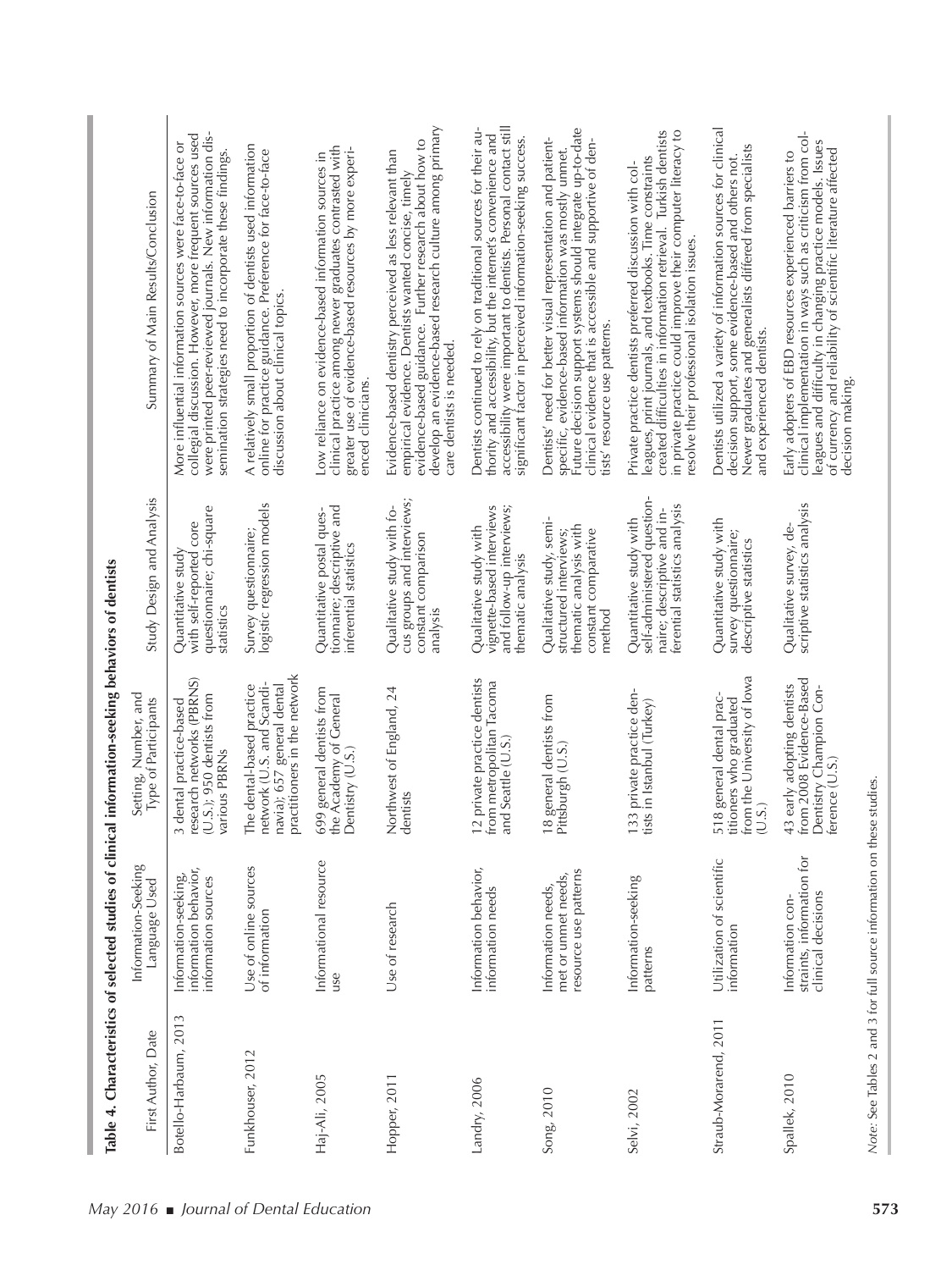**Table 4. Characteristics of selected studies of clinical information-seeking behaviors of dentists**

| First Author, Date | Information-Seeking Language Used | Setting, Number, and Type of Participants | Study Design and Analysis | Summary of Main Results/Conclusion |
|---|---|---|---|---|
| Botello-Harbaum, 2013 | Information-seeking, information behavior, information sources | 3 dental practice-based research networks (PBRNS) (U.S.); 950 dentists from various PBRNs | Quantitative study with self-reported core questionnaire; chi-square statistics | More influential information sources were face-to-face or collegial discussion. However, more frequent sources used were printed peer-reviewed journals. New information dissemination strategies need to incorporate these findings. |
| Funkhouser, 2012 | Use of online sources of information | The dental-based practice network (U.S. and Scandinavia); 657 general dental practitioners in the network | Survey questionnaire; logistic regression models | A relatively small proportion of dentists used information online for practice guidance. Preference for face-to-face discussion about clinical topics. |
| Haj-Ali, 2005 | Informational resource use | 699 general dentists from the Academy of General Dentistry (U.S.) | Quantitative postal questionnaire; descriptive and inferential statistics | Low reliance on evidence-based information sources in clinical practice among newer graduates contrasted with greater use of evidence-based resources by more experienced clinicians. |
| Hopper, 2011 | Use of research | Northwest of England, 24 dentists | Qualitative study with focus groups and interviews; constant comparison analysis | Evidence-based dentistry perceived as less relevant than empirical evidence. Dentists wanted concise, timely evidence-based guidance. Further research about how to develop an evidence-based research culture among primary care dentists is needed. |
| Landry, 2006 | Information behavior, information needs | 12 private practice dentists from metropolitan Tacoma and Seattle (U.S.) | Qualitative study with vignette-based interviews and follow-up interviews; thematic analysis | Dentists continued to rely on traditional sources for their authority and accessibility, but the internet's convenience and accessibility were important to dentists. Personal contact still significant factor in perceived information-seeking success. |
| Song, 2010 | Information needs, met or unmet needs, resource use patterns | 18 general dentists from Pittsburgh (U.S.) | Qualitative study, semi-structured interviews; thematic analysis with constant comparative method | Dentists' need for better visual representation and patient-specific, evidence-based information was mostly unmet. Future decision support systems should integrate up-to-date clinical evidence that is accessible and supportive of dentists' resource use patterns. |
| Selvi, 2002 | Information-seeking patterns | 133 private practice dentists in Istanbul (Turkey) | Quantitative study with self-administered questionnaire; descriptive and inferential statistics analysis | Private practice dentists preferred discussion with colleagues, print journals, and textbooks. Time constraints created difficulties in information retrieval. Turkish dentists in private practice could improve their computer literacy to resolve their professional isolation issues. |
| Straub-Morarend, 2011 | Utilization of scientific information | 518 general dental practitioners who graduated from the University of Iowa (U.S.) | Quantitative study with survey questionnaire; descriptive statistics | Dentists utilized a variety of information sources for clinical decision support, some evidence-based and others not. Newer graduates and generalists differed from specialists and experienced dentists. |
| Spallek, 2010 | Information constraints, information for clinical decisions | 43 early adopting dentists from 2008 Evidence-Based Dentistry Champion Conference (U.S.) | Qualitative survey, descriptive statistics analysis | Early adopters of EBD resources experienced barriers to clinical implementation in ways such as criticism from colleagues and difficulty in changing practice models. Issues of currency and reliability of scientific literature affected decision making. |

*Note:* See Tables 2 and 3 for full source information on these studies.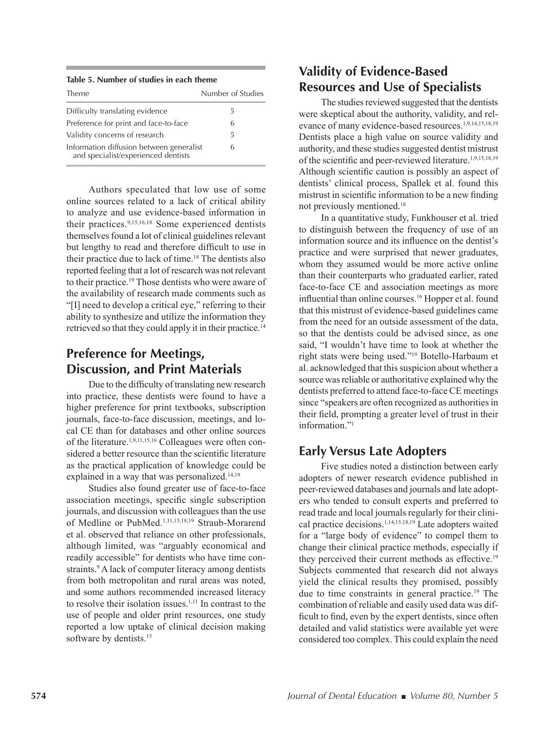**Table 5. Number of studies in each theme**

| Theme | Number of Studies |
| --- | --- |
| Difficulty translating evidence | 5 |
| Preference for print and face-to-face | 6 |
| Validity concerns of research | 5 |
| Information diffusion between generalist and specialist/experienced dentists | 6 |

Authors speculated that low use of some online sources related to a lack of critical ability to analyze and use evidence-based information in their practices.[9,15,16,18] Some experienced dentists themselves found a lot of clinical guidelines relevant but lengthy to read and therefore difficult to use in their practice due to lack of time.[18] The dentists also reported feeling that a lot of research was not relevant to their practice.[19] Those dentists who were aware of the availability of research made comments such as "[I] need to develop a critical eye," referring to their ability to synthesize and utilize the information they retrieved so that they could apply it in their practice.[14]

## Preference for Meetings, Discussion, and Print Materials

Due to the difficulty of translating new research into practice, these dentists were found to have a higher preference for print textbooks, subscription journals, face-to-face discussion, meetings, and local CE than for databases and other online sources of the literature.[1,9,11,15,16] Colleagues were often considered a better resource than the scientific literature as the practical application of knowledge could be explained in a way that was personalized.[14,19]

Studies also found greater use of face-to-face association meetings, specific single subscription journals, and discussion with colleagues than the use of Medline or PubMed.[1,11,15,18,19] Straub-Morarend et al. observed that reliance on other professionals, although limited, was "arguably economical and readily accessible" for dentists who have time constraints.[9] A lack of computer literacy among dentists from both metropolitan and rural areas was noted, and some authors recommended increased literacy to resolve their isolation issues.[1,11] In contrast to the use of people and older print resources, one study reported a low uptake of clinical decision making software by dentists.[15]

## Validity of Evidence-Based Resources and Use of Specialists

The studies reviewed suggested that the dentists were skeptical about the authority, validity, and relevance of many evidence-based resources.[1,9,14,15,18,19] Dentists place a high value on source validity and authority, and these studies suggested dentist mistrust of the scientific and peer-reviewed literature.[1,9,15,18,19] Although scientific caution is possibly an aspect of dentists' clinical process, Spallek et al. found this mistrust in scientific information to be a new finding not previously mentioned.[18]

In a quantitative study, Funkhouser et al. tried to distinguish between the frequency of use of an information source and its influence on the dentist's practice and were surprised that newer graduates, whom they assumed would be more active online than their counterparts who graduated earlier, rated face-to-face CE and association meetings as more influential than online courses.[16] Hopper et al. found that this mistrust of evidence-based guidelines came from the need for an outside assessment of the data, so that the dentists could be advised since, as one said, "I wouldn't have time to look at whether the right stats were being used."[19] Botello-Harbaum et al. acknowledged that this suspicion about whether a source was reliable or authoritative explained why the dentists preferred to attend face-to-face CE meetings since "speakers are often recognized as authorities in their field, prompting a greater level of trust in their information."[1]

## Early Versus Late Adopters

Five studies noted a distinction between early adopters of newer research evidence published in peer-reviewed databases and journals and late adopters who tended to consult experts and preferred to read trade and local journals regularly for their clinical practice decisions.[1,14,15,18,19] Late adopters waited for a "large body of evidence" to compel them to change their clinical practice methods, especially if they perceived their current methods as effective.[19] Subjects commented that research did not always yield the clinical results they promised, possibly due to time constraints in general practice.[19] The combination of reliable and easily used data was difficult to find, even by the expert dentists, since often detailed and valid statistics were available yet were considered too complex. This could explain the need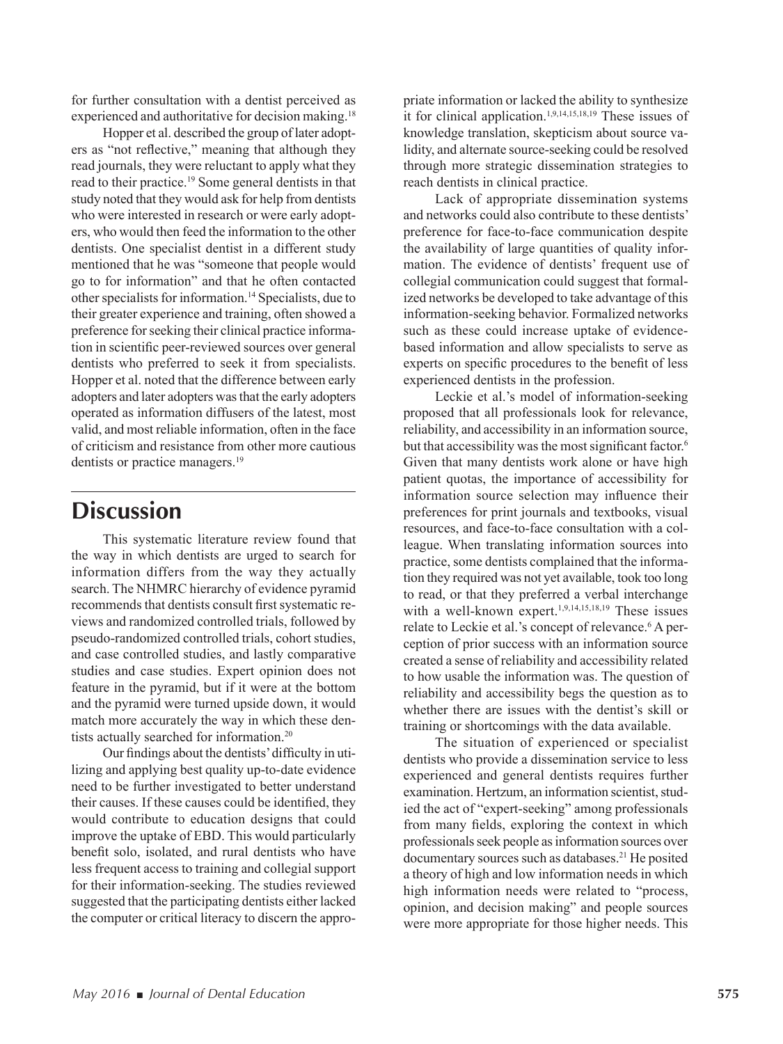for further consultation with a dentist perceived as experienced and authoritative for decision making.[18]

Hopper et al. described the group of later adopters as "not reflective," meaning that although they read journals, they were reluctant to apply what they read to their practice.[19] Some general dentists in that study noted that they would ask for help from dentists who were interested in research or were early adopters, who would then feed the information to the other dentists. One specialist dentist in a different study mentioned that he was "someone that people would go to for information" and that he often contacted other specialists for information.[14] Specialists, due to their greater experience and training, often showed a preference for seeking their clinical practice information in scientific peer-reviewed sources over general dentists who preferred to seek it from specialists. Hopper et al. noted that the difference between early adopters and later adopters was that the early adopters operated as information diffusers of the latest, most valid, and most reliable information, often in the face of criticism and resistance from other more cautious dentists or practice managers.[19]

## Discussion

This systematic literature review found that the way in which dentists are urged to search for information differs from the way they actually search. The NHMRC hierarchy of evidence pyramid recommends that dentists consult first systematic reviews and randomized controlled trials, followed by pseudo-randomized controlled trials, cohort studies, and case controlled studies, and lastly comparative studies and case studies. Expert opinion does not feature in the pyramid, but if it were at the bottom and the pyramid were turned upside down, it would match more accurately the way in which these dentists actually searched for information.[20]

Our findings about the dentists' difficulty in utilizing and applying best quality up-to-date evidence need to be further investigated to better understand their causes. If these causes could be identified, they would contribute to education designs that could improve the uptake of EBD. This would particularly benefit solo, isolated, and rural dentists who have less frequent access to training and collegial support for their information-seeking. The studies reviewed suggested that the participating dentists either lacked the computer or critical literacy to discern the appropriate information or lacked the ability to synthesize it for clinical application.[1,9,14,15,18,19] These issues of knowledge translation, skepticism about source validity, and alternate source-seeking could be resolved through more strategic dissemination strategies to reach dentists in clinical practice.

Lack of appropriate dissemination systems and networks could also contribute to these dentists' preference for face-to-face communication despite the availability of large quantities of quality information. The evidence of dentists' frequent use of collegial communication could suggest that formalized networks be developed to take advantage of this information-seeking behavior. Formalized networks such as these could increase uptake of evidence-based information and allow specialists to serve as experts on specific procedures to the benefit of less experienced dentists in the profession.

Leckie et al.'s model of information-seeking proposed that all professionals look for relevance, reliability, and accessibility in an information source, but that accessibility was the most significant factor.[6] Given that many dentists work alone or have high patient quotas, the importance of accessibility for information source selection may influence their preferences for print journals and textbooks, visual resources, and face-to-face consultation with a colleague. When translating information sources into practice, some dentists complained that the information they required was not yet available, took too long to read, or that they preferred a verbal interchange with a well-known expert.[1,9,14,15,18,19] These issues relate to Leckie et al.'s concept of relevance.[6] A perception of prior success with an information source created a sense of reliability and accessibility related to how usable the information was. The question of reliability and accessibility begs the question as to whether there are issues with the dentist's skill or training or shortcomings with the data available.

The situation of experienced or specialist dentists who provide a dissemination service to less experienced and general dentists requires further examination. Hertzum, an information scientist, studied the act of "expert-seeking" among professionals from many fields, exploring the context in which professionals seek people as information sources over documentary sources such as databases.[21] He posited a theory of high and low information needs in which high information needs were related to "process, opinion, and decision making" and people sources were more appropriate for those higher needs. This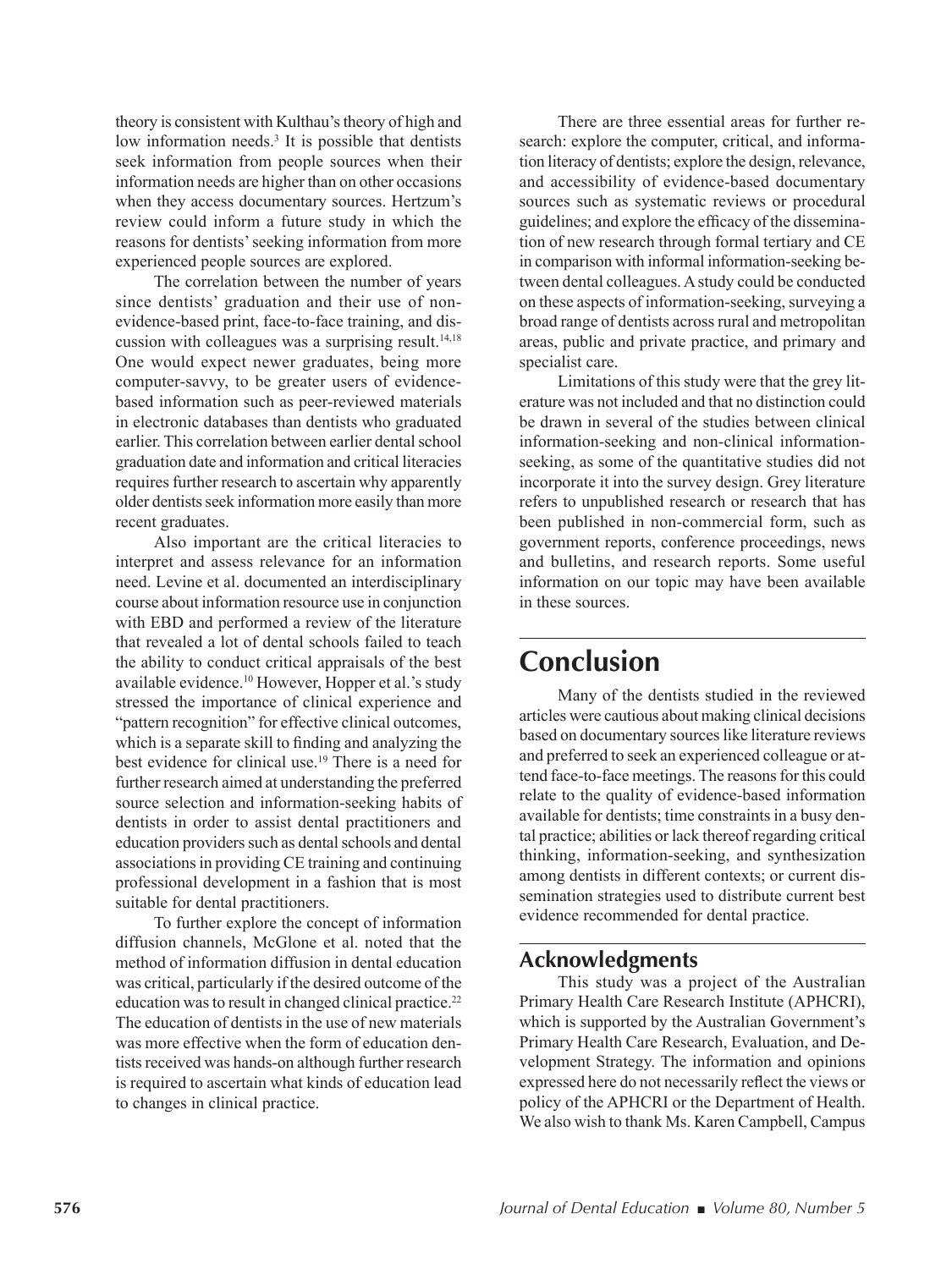theory is consistent with Kulthau's theory of high and low information needs.[3] It is possible that dentists seek information from people sources when their information needs are higher than on other occasions when they access documentary sources. Hertzum's review could inform a future study in which the reasons for dentists' seeking information from more experienced people sources are explored.

The correlation between the number of years since dentists' graduation and their use of non-evidence-based print, face-to-face training, and discussion with colleagues was a surprising result.[14,18] One would expect newer graduates, being more computer-savvy, to be greater users of evidence-based information such as peer-reviewed materials in electronic databases than dentists who graduated earlier. This correlation between earlier dental school graduation date and information and critical literacies requires further research to ascertain why apparently older dentists seek information more easily than more recent graduates.

Also important are the critical literacies to interpret and assess relevance for an information need. Levine et al. documented an interdisciplinary course about information resource use in conjunction with EBD and performed a review of the literature that revealed a lot of dental schools failed to teach the ability to conduct critical appraisals of the best available evidence.[10] However, Hopper et al.'s study stressed the importance of clinical experience and "pattern recognition" for effective clinical outcomes, which is a separate skill to finding and analyzing the best evidence for clinical use.[19] There is a need for further research aimed at understanding the preferred source selection and information-seeking habits of dentists in order to assist dental practitioners and education providers such as dental schools and dental associations in providing CE training and continuing professional development in a fashion that is most suitable for dental practitioners.

To further explore the concept of information diffusion channels, McGlone et al. noted that the method of information diffusion in dental education was critical, particularly if the desired outcome of the education was to result in changed clinical practice.[22] The education of dentists in the use of new materials was more effective when the form of education dentists received was hands-on although further research is required to ascertain what kinds of education lead to changes in clinical practice.

There are three essential areas for further research: explore the computer, critical, and information literacy of dentists; explore the design, relevance, and accessibility of evidence-based documentary sources such as systematic reviews or procedural guidelines; and explore the efficacy of the dissemination of new research through formal tertiary and CE in comparison with informal information-seeking between dental colleagues. A study could be conducted on these aspects of information-seeking, surveying a broad range of dentists across rural and metropolitan areas, public and private practice, and primary and specialist care.

Limitations of this study were that the grey literature was not included and that no distinction could be drawn in several of the studies between clinical information-seeking and non-clinical information-seeking, as some of the quantitative studies did not incorporate it into the survey design. Grey literature refers to unpublished research or research that has been published in non-commercial form, such as government reports, conference proceedings, news and bulletins, and research reports. Some useful information on our topic may have been available in these sources.

# Conclusion

Many of the dentists studied in the reviewed articles were cautious about making clinical decisions based on documentary sources like literature reviews and preferred to seek an experienced colleague or attend face-to-face meetings. The reasons for this could relate to the quality of evidence-based information available for dentists; time constraints in a busy dental practice; abilities or lack thereof regarding critical thinking, information-seeking, and synthesization among dentists in different contexts; or current dissemination strategies used to distribute current best evidence recommended for dental practice.

## Acknowledgments

This study was a project of the Australian Primary Health Care Research Institute (APHCRI), which is supported by the Australian Government's Primary Health Care Research, Evaluation, and Development Strategy. The information and opinions expressed here do not necessarily reflect the views or policy of the APHCRI or the Department of Health. We also wish to thank Ms. Karen Campbell, Campus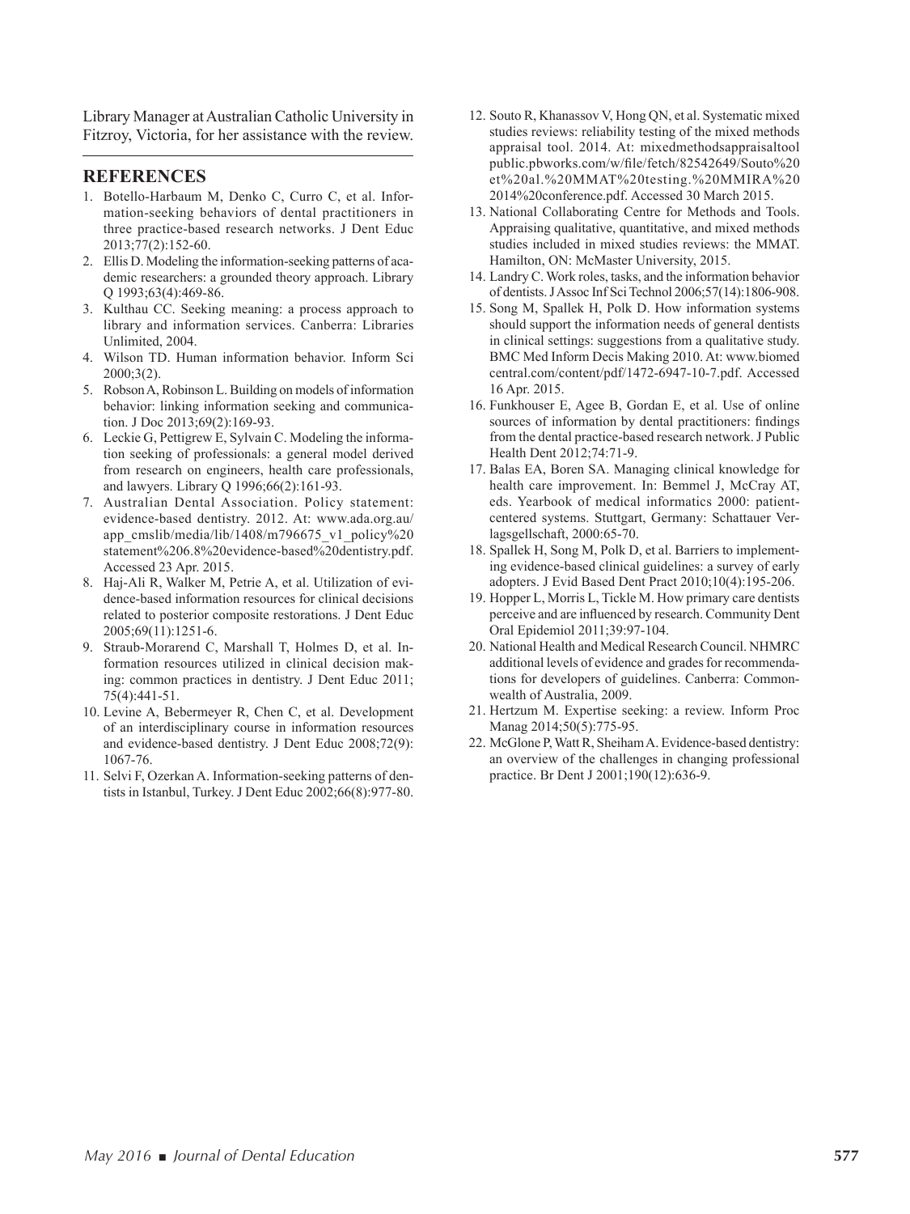Library Manager at Australian Catholic University in Fitzroy, Victoria, for her assistance with the review.

## REFERENCES

1. Botello-Harbaum M, Denko C, Curro C, et al. Information-seeking behaviors of dental practitioners in three practice-based research networks. J Dent Educ 2013;77(2):152-60.
2. Ellis D. Modeling the information-seeking patterns of academic researchers: a grounded theory approach. Library Q 1993;63(4):469-86.
3. Kulthau CC. Seeking meaning: a process approach to library and information services. Canberra: Libraries Unlimited, 2004.
4. Wilson TD. Human information behavior. Inform Sci 2000;3(2).
5. Robson A, Robinson L. Building on models of information behavior: linking information seeking and communication. J Doc 2013;69(2):169-93.
6. Leckie G, Pettigrew E, Sylvain C. Modeling the information seeking of professionals: a general model derived from research on engineers, health care professionals, and lawyers. Library Q 1996;66(2):161-93.
7. Australian Dental Association. Policy statement: evidence-based dentistry. 2012. At: www.ada.org.au/app_cmslib/media/lib/1408/m796675_v1_policy%20statement%206.8%20evidence-based%20dentistry.pdf. Accessed 23 Apr. 2015.
8. Haj-Ali R, Walker M, Petrie A, et al. Utilization of evidence-based information resources for clinical decisions related to posterior composite restorations. J Dent Educ 2005;69(11):1251-6.
9. Straub-Morarend C, Marshall T, Holmes D, et al. Information resources utilized in clinical decision making: common practices in dentistry. J Dent Educ 2011;75(4):441-51.
10. Levine A, Bebermeyer R, Chen C, et al. Development of an interdisciplinary course in information resources and evidence-based dentistry. J Dent Educ 2008;72(9):1067-76.
11. Selvi F, Ozerkan A. Information-seeking patterns of dentists in Istanbul, Turkey. J Dent Educ 2002;66(8):977-80.
12. Souto R, Khanassov V, Hong QN, et al. Systematic mixed studies reviews: reliability testing of the mixed methods appraisal tool. 2014. At: mixedmethodsappraisaltoolpublic.pbworks.com/w/file/fetch/82542649/Souto%20et%20al.%20MMAT%20testing.%20MMIRA%202014%20conference.pdf. Accessed 30 March 2015.
13. National Collaborating Centre for Methods and Tools. Appraising qualitative, quantitative, and mixed methods studies included in mixed studies reviews: the MMAT. Hamilton, ON: McMaster University, 2015.
14. Landry C. Work roles, tasks, and the information behavior of dentists. J Assoc Inf Sci Technol 2006;57(14):1806-908.
15. Song M, Spallek H, Polk D. How information systems should support the information needs of general dentists in clinical settings: suggestions from a qualitative study. BMC Med Inform Decis Making 2010. At: www.biomedcentral.com/content/pdf/1472-6947-10-7.pdf. Accessed 16 Apr. 2015.
16. Funkhouser E, Agee B, Gordan E, et al. Use of online sources of information by dental practitioners: findings from the dental practice-based research network. J Public Health Dent 2012;74:71-9.
17. Balas EA, Boren SA. Managing clinical knowledge for health care improvement. In: Bemmel J, McCray AT, eds. Yearbook of medical informatics 2000: patient-centered systems. Stuttgart, Germany: Schattauer Verlagsgellschaft, 2000:65-70.
18. Spallek H, Song M, Polk D, et al. Barriers to implementing evidence-based clinical guidelines: a survey of early adopters. J Evid Based Dent Pract 2010;10(4):195-206.
19. Hopper L, Morris L, Tickle M. How primary care dentists perceive and are influenced by research. Community Dent Oral Epidemiol 2011;39:97-104.
20. National Health and Medical Research Council. NHMRC additional levels of evidence and grades for recommendations for developers of guidelines. Canberra: Commonwealth of Australia, 2009.
21. Hertzum M. Expertise seeking: a review. Inform Proc Manag 2014;50(5):775-95.
22. McGlone P, Watt R, Sheiham A. Evidence-based dentistry: an overview of the challenges in changing professional practice. Br Dent J 2001;190(12):636-9.